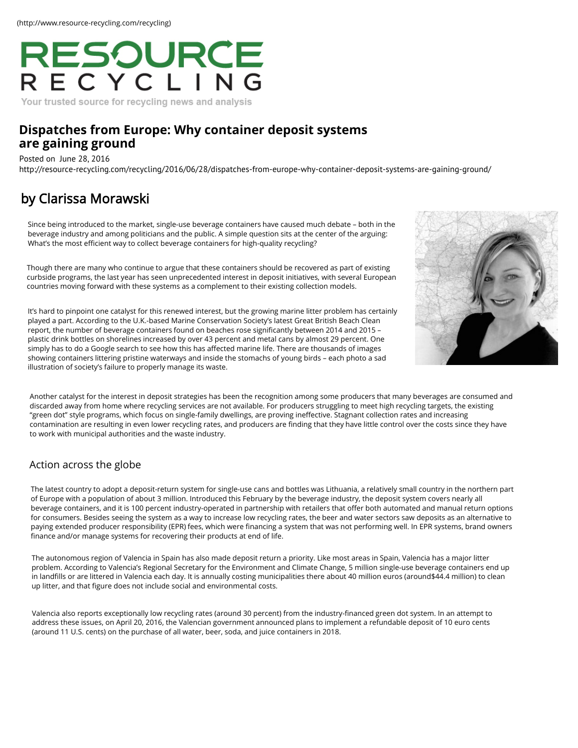(http://www.resource-recycling.com/recycling)

RESOURCE RECYCLING

Your trusted source for recycling news and analysis

# Dispatches from Europe: Why container deposit systems are gaining ground

Posted on June 28, 2016

http://resource-recycling.com/recycling/2016/06/28/dispatches-from-europe-why-container-deposit-systems-are-gaining-ground/

## by Clarissa Morawski

Since being introduced to the market, single-use beverage containers have caused much debate – both in the beverage industry and among politicians and the public. A simple question sits at the center of the arguing: What's the most efficient way to collect beverage containers for high-quality recycling?

Though there are many who continue to argue that these containers should be recovered as part of existing curbside programs, the last year has seen unprecedented interest in deposit initiatives, with several European countries moving forward with these systems as a complement to their existing collection models.

It's hard to pinpoint one catalyst for this renewed interest, but the growing marine litter problem has certainly played a part. According to the U.K.-based Marine Conservation Society's latest Great British Beach Clean report, the number of beverage containers found on beaches rose significantly between 2014 and 2015 – plastic drink bottles on shorelines increased by over 43 percent and metal cans by almost 29 percent. One simply has to do a Google search to see how this has affected marine life. There are thousands of images showing containers littering pristine waterways and inside the stomachs of young birds – each photo a sad illustration of society's failure to properly manage its waste.

Another catalyst for the interest in deposit strategies has been the recognition among some producers that many beverages are consumed and discarded away from home where recycling services are not available. For producers struggling to meet high recycling targets, the existing "green dot" style programs, which focus on single-family dwellings, are proving ineffective. Stagnant collection rates and increasing contamination are resulting in even lower recycling rates, and producers are finding that they have little control over the costs since they have to work with municipal authorities and the waste industry.

### Action across the globe

The latest country to adopt a deposit-return system for single-use cans and bottles was Lithuania, a relatively small country in the northern part of Europe with a population of about 3 million. Introduced this February by the beverage industry, the deposit system covers nearly all beverage containers, and it is 100 percent industry-operated in partnership with retailers that offer both automated and manual return options for consumers. Besides seeing the system as a way to increase low recycling rates, the beer and water sectors saw deposits as an alternative to paying extended producer responsibility (EPR) fees, which were financing a system that was not performing well. In EPR systems, brand owners finance and/or manage systems for recovering their products at end of life.

The autonomous region of Valencia in Spain has also made deposit return a priority. Like most areas in Spain, Valencia has a major litter problem. According to Valencia's Regional Secretary for the Environment and Climate Change, 5 million single-use beverage containers end up in landfills or are littered in Valencia each day. It is annually costing municipalities there about 40 million euros (around$44.4 million) to clean up litter, and that figure does not include social and environmental costs.

Valencia also reports exceptionally low recycling rates (around 30 percent) from the industry-financed green dot system. In an attempt to address these issues, on April 20, 2016, the Valencian government announced plans to implement a refundable deposit of 10 euro cents (around 11 U.S. cents) on the purchase of all water, beer, soda, and juice containers in 2018.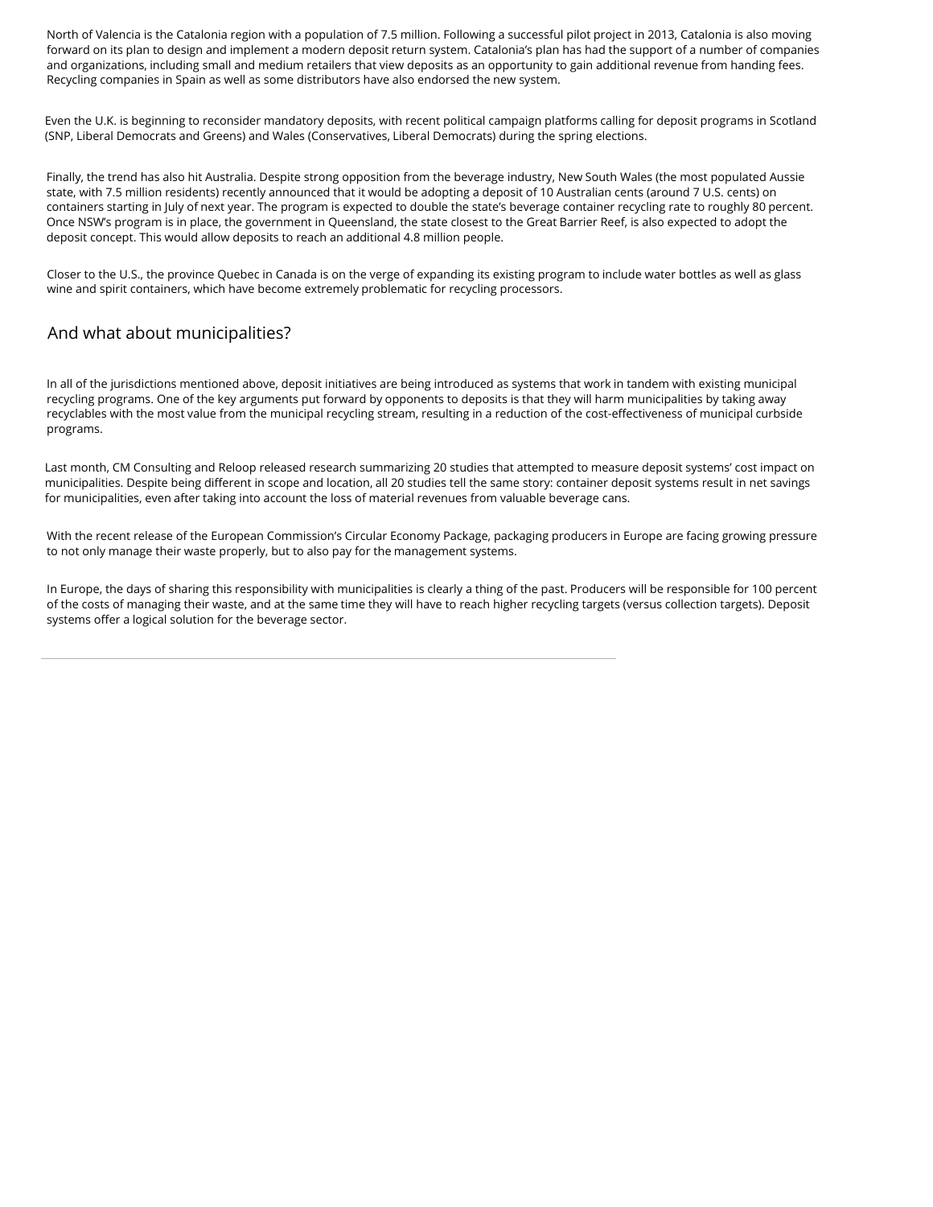North of Valencia is the Catalonia region with a population of 7.5 million. Following a successful pilot project in 2013, Catalonia is also moving forward on its plan to design and implement a modern deposit return system. Catalonia's plan has had the support of a number of companies and organizations, including small and medium retailers that view deposits as an opportunity to gain additional revenue from handing fees. Recycling companies in Spain as well as some distributors have also endorsed the new system.

Even the U.K. is beginning to reconsider mandatory deposits, with recent political campaign platforms calling for deposit programs in Scotland (SNP, Liberal Democrats and Greens) and Wales (Conservatives, Liberal Democrats) during the spring elections.

Finally, the trend has also hit Australia. Despite strong opposition from the beverage industry, New South Wales (the most populated Aussie state, with 7.5 million residents) recently announced that it would be adopting a deposit of 10 Australian cents (around 7 U.S. cents) on containers starting in July of next year. The program is expected to double the state's beverage container recycling rate to roughly 80 percent. Once NSW's program is in place, the government in Queensland, the state closest to the Great Barrier Reef, is also expected to adopt the deposit concept. This would allow deposits to reach an additional 4.8 million people.

Closer to the U.S., the province Quebec in Canada is on the verge of expanding its existing program to include water bottles as well as glass wine and spirit containers, which have become extremely problematic for recycling processors.

## And what about municipalities?

In all of the jurisdictions mentioned above, deposit initiatives are being introduced as systems that work in tandem with existing municipal recycling programs. One of the key arguments put forward by opponents to deposits is that they will harm municipalities by taking away recyclables with the most value from the municipal recycling stream, resulting in a reduction of the cost-effectiveness of municipal curbside programs.

Last month, CM Consulting and Reloop released research summarizing 20 studies that attempted to measure deposit systems' cost impact on municipalities. Despite being different in scope and location, all 20 studies tell the same story: container deposit systems result in net savings for municipalities, even after taking into account the loss of material revenues from valuable beverage cans.

With the recent release of the European Commission's Circular Economy Package, packaging producers in Europe are facing growing pressure to not only manage their waste properly, but to also pay for the management systems.

In Europe, the days of sharing this responsibility with municipalities is clearly a thing of the past. Producers will be responsible for 100 percent of the costs of managing their waste, and at the same time they will have to reach higher recycling targets (versus collection targets). Deposit systems offer a logical solution for the beverage sector.